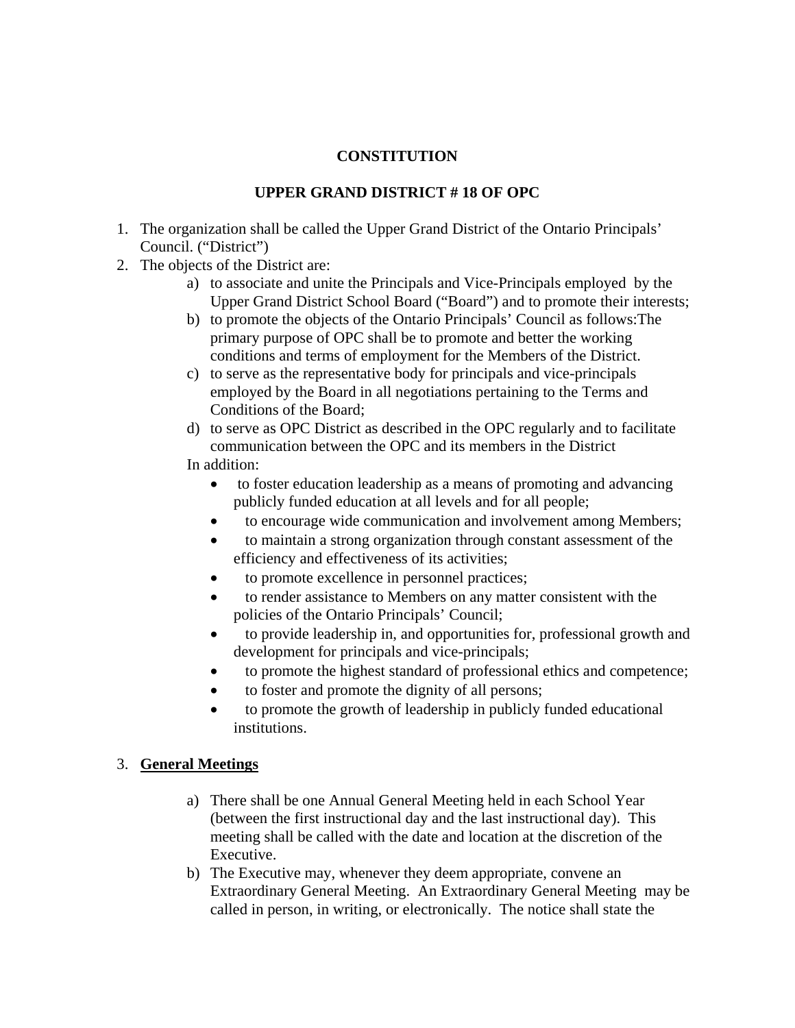# CONSTITUTION

## UPPER GRAND DISTRICT # 18 OF OPC

1. The organization shall be called the Upper Grand District of the Ontario Principals' Council. ("District")
2. The objects of the District are:
   a) to associate and unite the Principals and Vice-Principals employed by the Upper Grand District School Board ("Board") and to promote their interests;
   b) to promote the objects of the Ontario Principals' Council as follows:The primary purpose of OPC shall be to promote and better the working conditions and terms of employment for the Members of the District.
   c) to serve as the representative body for principals and vice-principals employed by the Board in all negotiations pertaining to the Terms and Conditions of the Board;
   d) to serve as OPC District as described in the OPC regularly and to facilitate communication between the OPC and its members in the District

   In addition:

   - to foster education leadership as a means of promoting and advancing publicly funded education at all levels and for all people;
   - to encourage wide communication and involvement among Members;
   - to maintain a strong organization through constant assessment of the efficiency and effectiveness of its activities;
   - to promote excellence in personnel practices;
   - to render assistance to Members on any matter consistent with the policies of the Ontario Principals' Council;
   - to provide leadership in, and opportunities for, professional growth and development for principals and vice-principals;
   - to promote the highest standard of professional ethics and competence;
   - to foster and promote the dignity of all persons;
   - to promote the growth of leadership in publicly funded educational institutions.

3. **<u>General Meetings</u>**

   a) There shall be one Annual General Meeting held in each School Year (between the first instructional day and the last instructional day). This meeting shall be called with the date and location at the discretion of the Executive.
   b) The Executive may, whenever they deem appropriate, convene an Extraordinary General Meeting. An Extraordinary General Meeting may be called in person, in writing, or electronically. The notice shall state the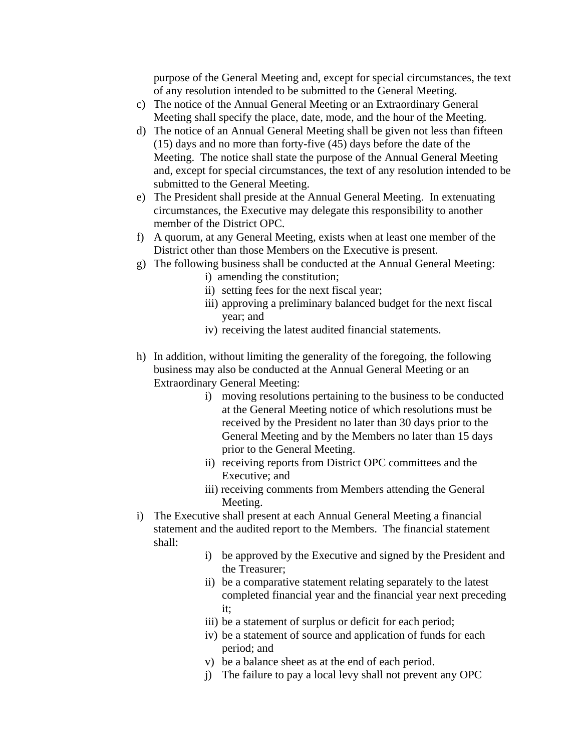purpose of the General Meeting and, except for special circumstances, the text of any resolution intended to be submitted to the General Meeting.

c) The notice of the Annual General Meeting or an Extraordinary General Meeting shall specify the place, date, mode, and the hour of the Meeting.
d) The notice of an Annual General Meeting shall be given not less than fifteen (15) days and no more than forty-five (45) days before the date of the Meeting. The notice shall state the purpose of the Annual General Meeting and, except for special circumstances, the text of any resolution intended to be submitted to the General Meeting.
e) The President shall preside at the Annual General Meeting. In extenuating circumstances, the Executive may delegate this responsibility to another member of the District OPC.
f) A quorum, at any General Meeting, exists when at least one member of the District other than those Members on the Executive is present.
g) The following business shall be conducted at the Annual General Meeting:
    i) amending the constitution;
    ii) setting fees for the next fiscal year;
    iii) approving a preliminary balanced budget for the next fiscal year; and
    iv) receiving the latest audited financial statements.
h) In addition, without limiting the generality of the foregoing, the following business may also be conducted at the Annual General Meeting or an Extraordinary General Meeting:
    i) moving resolutions pertaining to the business to be conducted at the General Meeting notice of which resolutions must be received by the President no later than 30 days prior to the General Meeting and by the Members no later than 15 days prior to the General Meeting.
    ii) receiving reports from District OPC committees and the Executive; and
    iii) receiving comments from Members attending the General Meeting.
i) The Executive shall present at each Annual General Meeting a financial statement and the audited report to the Members. The financial statement shall:
    i) be approved by the Executive and signed by the President and the Treasurer;
    ii) be a comparative statement relating separately to the latest completed financial year and the financial year next preceding it;
    iii) be a statement of surplus or deficit for each period;
    iv) be a statement of source and application of funds for each period; and
    v) be a balance sheet as at the end of each period.
    j) The failure to pay a local levy shall not prevent any OPC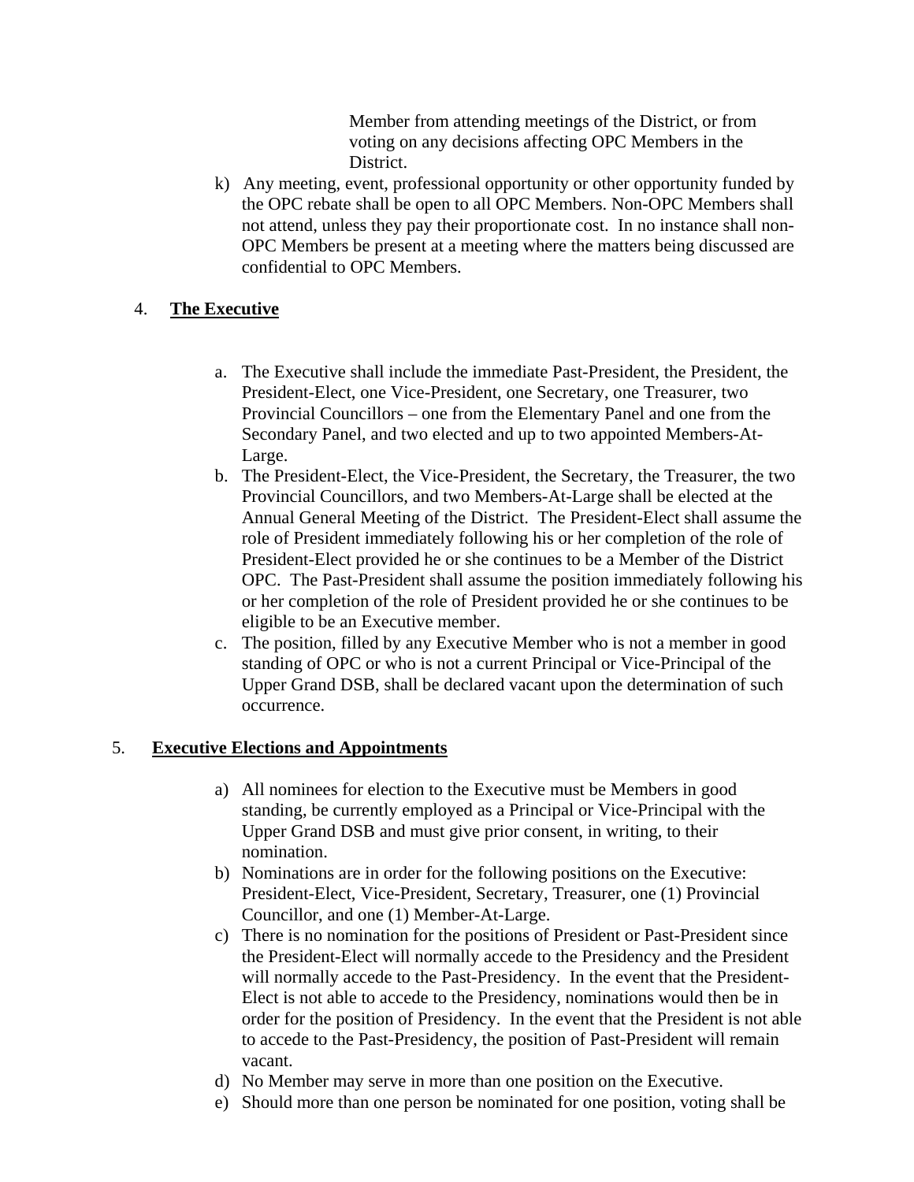Member from attending meetings of the District, or from voting on any decisions affecting OPC Members in the District.

k) Any meeting, event, professional opportunity or other opportunity funded by the OPC rebate shall be open to all OPC Members. Non-OPC Members shall not attend, unless they pay their proportionate cost. In no instance shall non-OPC Members be present at a meeting where the matters being discussed are confidential to OPC Members.

4. **The Executive**

a. The Executive shall include the immediate Past-President, the President, the President-Elect, one Vice-President, one Secretary, one Treasurer, two Provincial Councillors – one from the Elementary Panel and one from the Secondary Panel, and two elected and up to two appointed Members-At-Large.

b. The President-Elect, the Vice-President, the Secretary, the Treasurer, the two Provincial Councillors, and two Members-At-Large shall be elected at the Annual General Meeting of the District. The President-Elect shall assume the role of President immediately following his or her completion of the role of President-Elect provided he or she continues to be a Member of the District OPC. The Past-President shall assume the position immediately following his or her completion of the role of President provided he or she continues to be eligible to be an Executive member.

c. The position, filled by any Executive Member who is not a member in good standing of OPC or who is not a current Principal or Vice-Principal of the Upper Grand DSB, shall be declared vacant upon the determination of such occurrence.

5. **Executive Elections and Appointments**

a) All nominees for election to the Executive must be Members in good standing, be currently employed as a Principal or Vice-Principal with the Upper Grand DSB and must give prior consent, in writing, to their nomination.

b) Nominations are in order for the following positions on the Executive: President-Elect, Vice-President, Secretary, Treasurer, one (1) Provincial Councillor, and one (1) Member-At-Large.

c) There is no nomination for the positions of President or Past-President since the President-Elect will normally accede to the Presidency and the President will normally accede to the Past-Presidency. In the event that the President-Elect is not able to accede to the Presidency, nominations would then be in order for the position of Presidency. In the event that the President is not able to accede to the Past-Presidency, the position of Past-President will remain vacant.

d) No Member may serve in more than one position on the Executive.

e) Should more than one person be nominated for one position, voting shall be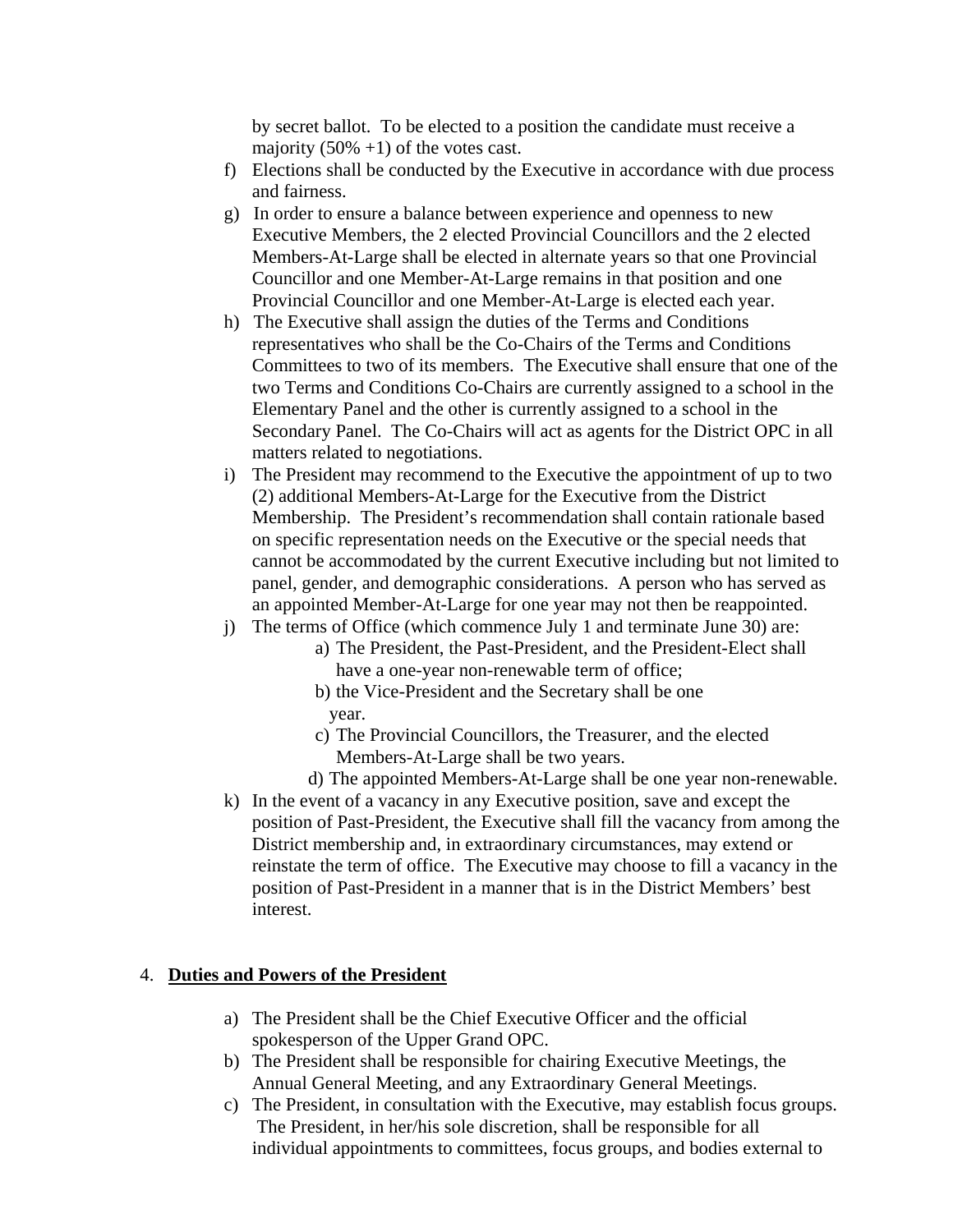by secret ballot. To be elected to a position the candidate must receive a majority (50% +1) of the votes cast.

f) Elections shall be conducted by the Executive in accordance with due process and fairness.

g) In order to ensure a balance between experience and openness to new Executive Members, the 2 elected Provincial Councillors and the 2 elected Members-At-Large shall be elected in alternate years so that one Provincial Councillor and one Member-At-Large remains in that position and one Provincial Councillor and one Member-At-Large is elected each year.

h) The Executive shall assign the duties of the Terms and Conditions representatives who shall be the Co-Chairs of the Terms and Conditions Committees to two of its members. The Executive shall ensure that one of the two Terms and Conditions Co-Chairs are currently assigned to a school in the Elementary Panel and the other is currently assigned to a school in the Secondary Panel. The Co-Chairs will act as agents for the District OPC in all matters related to negotiations.

i) The President may recommend to the Executive the appointment of up to two (2) additional Members-At-Large for the Executive from the District Membership. The President's recommendation shall contain rationale based on specific representation needs on the Executive or the special needs that cannot be accommodated by the current Executive including but not limited to panel, gender, and demographic considerations. A person who has served as an appointed Member-At-Large for one year may not then be reappointed.

j) The terms of Office (which commence July 1 and terminate June 30) are:
   - a) The President, the Past-President, and the President-Elect shall have a one-year non-renewable term of office;
   - b) the Vice-President and the Secretary shall be one year.
   - c) The Provincial Councillors, the Treasurer, and the elected Members-At-Large shall be two years.
   - d) The appointed Members-At-Large shall be one year non-renewable.

k) In the event of a vacancy in any Executive position, save and except the position of Past-President, the Executive shall fill the vacancy from among the District membership and, in extraordinary circumstances, may extend or reinstate the term of office. The Executive may choose to fill a vacancy in the position of Past-President in a manner that is in the District Members' best interest.

## 4. **Duties and Powers of the President**

a) The President shall be the Chief Executive Officer and the official spokesperson of the Upper Grand OPC.

b) The President shall be responsible for chairing Executive Meetings, the Annual General Meeting, and any Extraordinary General Meetings.

c) The President, in consultation with the Executive, may establish focus groups. The President, in her/his sole discretion, shall be responsible for all individual appointments to committees, focus groups, and bodies external to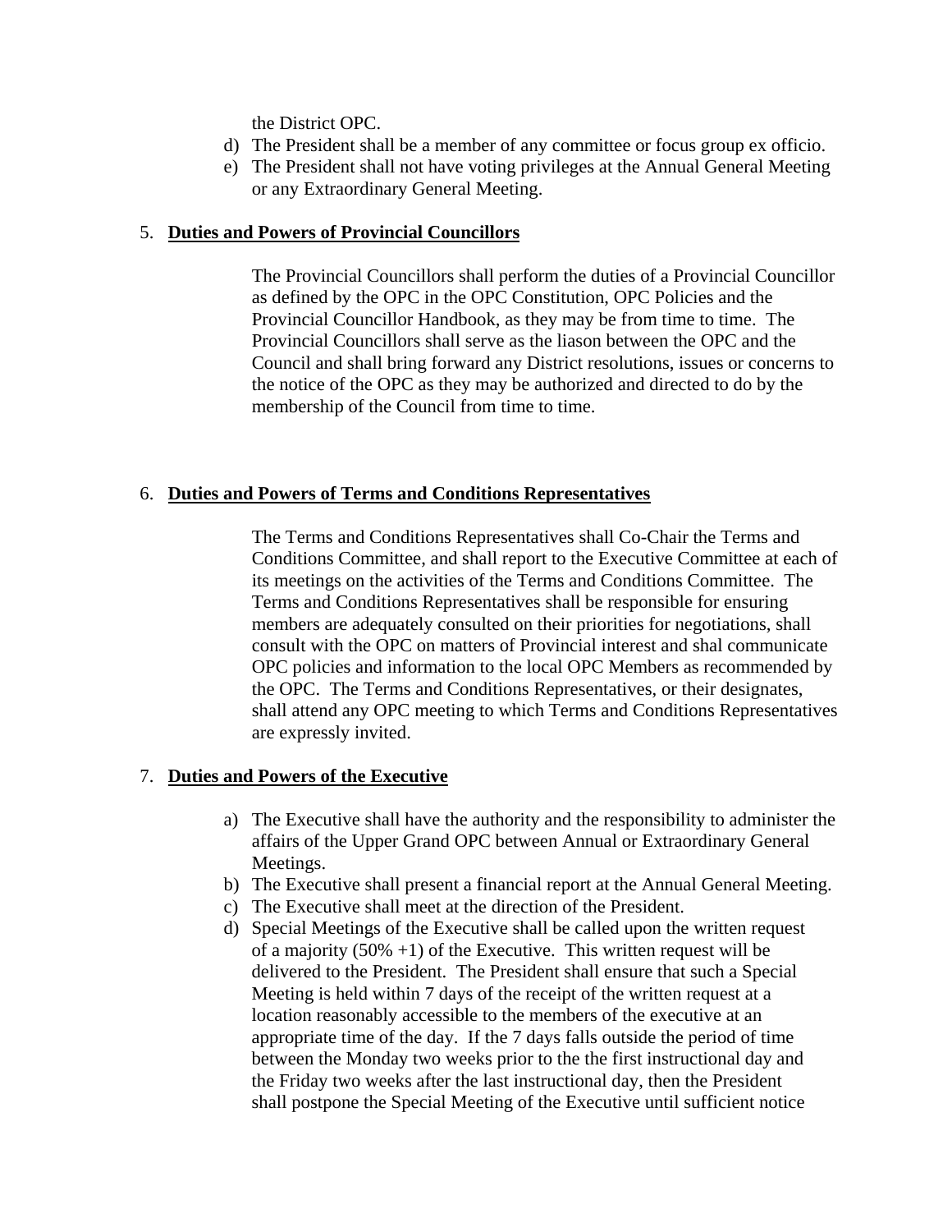the District OPC.

d) The President shall be a member of any committee or focus group ex officio.
e) The President shall not have voting privileges at the Annual General Meeting or any Extraordinary General Meeting.

5. **Duties and Powers of Provincial Councillors**

The Provincial Councillors shall perform the duties of a Provincial Councillor as defined by the OPC in the OPC Constitution, OPC Policies and the Provincial Councillor Handbook, as they may be from time to time. The Provincial Councillors shall serve as the liason between the OPC and the Council and shall bring forward any District resolutions, issues or concerns to the notice of the OPC as they may be authorized and directed to do by the membership of the Council from time to time.

6. **Duties and Powers of Terms and Conditions Representatives**

The Terms and Conditions Representatives shall Co-Chair the Terms and Conditions Committee, and shall report to the Executive Committee at each of its meetings on the activities of the Terms and Conditions Committee. The Terms and Conditions Representatives shall be responsible for ensuring members are adequately consulted on their priorities for negotiations, shall consult with the OPC on matters of Provincial interest and shal communicate OPC policies and information to the local OPC Members as recommended by the OPC. The Terms and Conditions Representatives, or their designates, shall attend any OPC meeting to which Terms and Conditions Representatives are expressly invited.

7. **Duties and Powers of the Executive**

a) The Executive shall have the authority and the responsibility to administer the affairs of the Upper Grand OPC between Annual or Extraordinary General Meetings.
b) The Executive shall present a financial report at the Annual General Meeting.
c) The Executive shall meet at the direction of the President.
d) Special Meetings of the Executive shall be called upon the written request of a majority (50% +1) of the Executive. This written request will be delivered to the President. The President shall ensure that such a Special Meeting is held within 7 days of the receipt of the written request at a location reasonably accessible to the members of the executive at an appropriate time of the day. If the 7 days falls outside the period of time between the Monday two weeks prior to the the first instructional day and the Friday two weeks after the last instructional day, then the President shall postpone the Special Meeting of the Executive until sufficient notice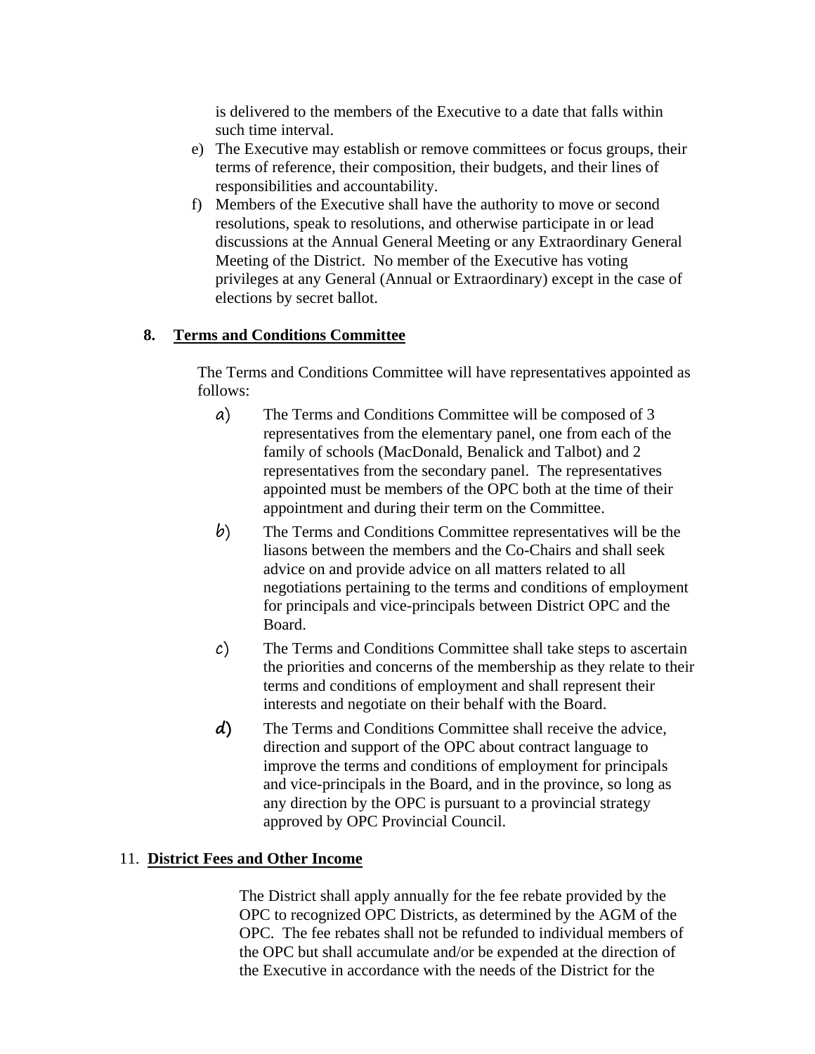is delivered to the members of the Executive to a date that falls within such time interval.

e) The Executive may establish or remove committees or focus groups, their terms of reference, their composition, their budgets, and their lines of responsibilities and accountability.

f) Members of the Executive shall have the authority to move or second resolutions, speak to resolutions, and otherwise participate in or lead discussions at the Annual General Meeting or any Extraordinary General Meeting of the District. No member of the Executive has voting privileges at any General (Annual or Extraordinary) except in the case of elections by secret ballot.

**8. Terms and Conditions Committee**

The Terms and Conditions Committee will have representatives appointed as follows:

a) The Terms and Conditions Committee will be composed of 3 representatives from the elementary panel, one from each of the family of schools (MacDonald, Benalick and Talbot) and 2 representatives from the secondary panel. The representatives appointed must be members of the OPC both at the time of their appointment and during their term on the Committee.

b) The Terms and Conditions Committee representatives will be the liasons between the members and the Co-Chairs and shall seek advice on and provide advice on all matters related to all negotiations pertaining to the terms and conditions of employment for principals and vice-principals between District OPC and the Board.

c) The Terms and Conditions Committee shall take steps to ascertain the priorities and concerns of the membership as they relate to their terms and conditions of employment and shall represent their interests and negotiate on their behalf with the Board.

d) The Terms and Conditions Committee shall receive the advice, direction and support of the OPC about contract language to improve the terms and conditions of employment for principals and vice-principals in the Board, and in the province, so long as any direction by the OPC is pursuant to a provincial strategy approved by OPC Provincial Council.

11. **District Fees and Other Income**

The District shall apply annually for the fee rebate provided by the OPC to recognized OPC Districts, as determined by the AGM of the OPC. The fee rebates shall not be refunded to individual members of the OPC but shall accumulate and/or be expended at the direction of the Executive in accordance with the needs of the District for the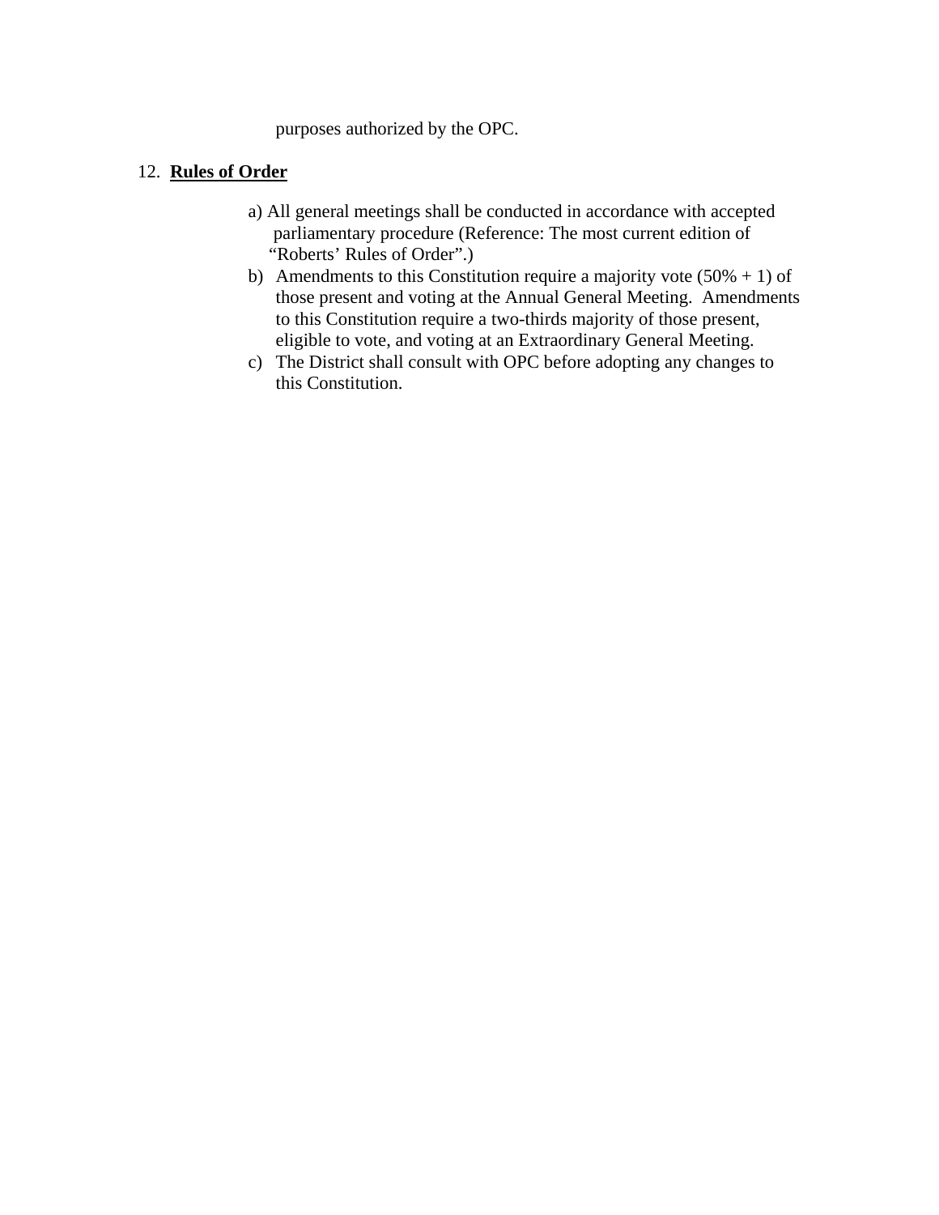purposes authorized by the OPC.

12. **Rules of Order**

a) All general meetings shall be conducted in accordance with accepted parliamentary procedure (Reference: The most current edition of "Roberts' Rules of Order".)

b) Amendments to this Constitution require a majority vote (50% + 1) of those present and voting at the Annual General Meeting. Amendments to this Constitution require a two-thirds majority of those present, eligible to vote, and voting at an Extraordinary General Meeting.

c) The District shall consult with OPC before adopting any changes to this Constitution.